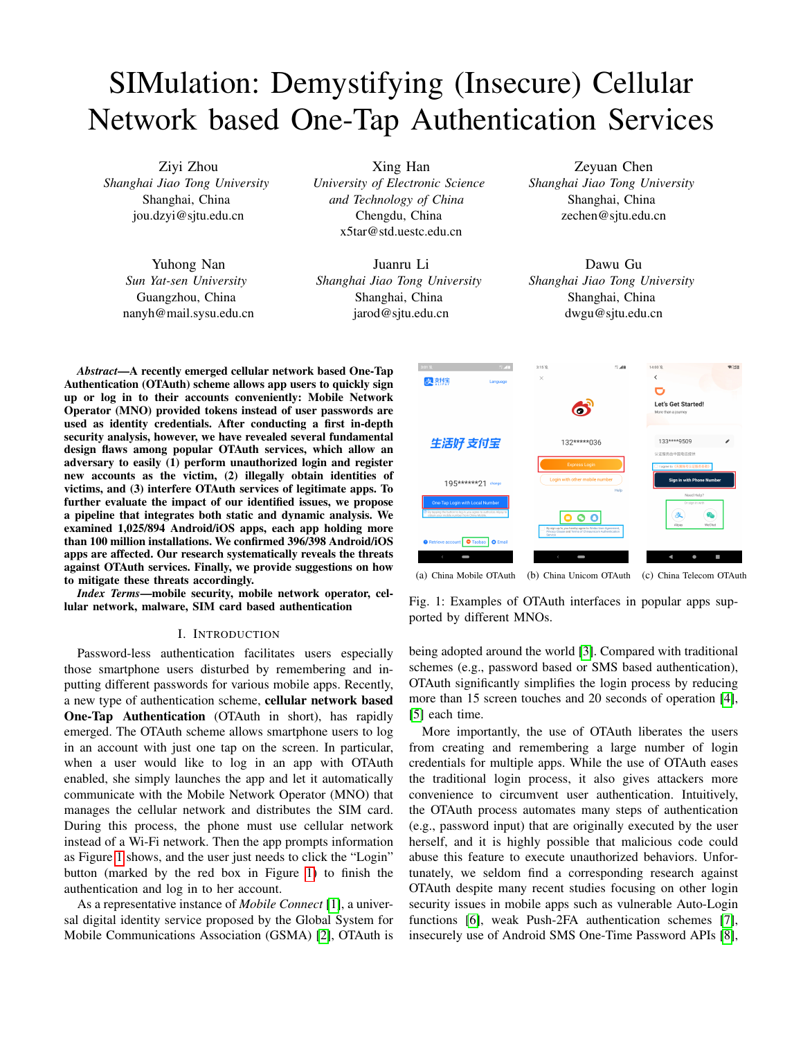# SIMulation: Demystifying (Insecure) Cellular Network based One-Tap Authentication Services

Ziyi Zhou
*Shanghai Jiao Tong University*
Shanghai, China
jou.dzyi@sjtu.edu.cn

Xing Han
*University of Electronic Science and Technology of China*
Chengdu, China
x5tar@std.uestc.edu.cn

Zeyuan Chen
*Shanghai Jiao Tong University*
Shanghai, China
zechen@sjtu.edu.cn

Yuhong Nan
*Sun Yat-sen University*
Guangzhou, China
nanyh@mail.sysu.edu.cn

Juanru Li
*Shanghai Jiao Tong University*
Shanghai, China
jarod@sjtu.edu.cn

Dawu Gu
*Shanghai Jiao Tong University*
Shanghai, China
dwgu@sjtu.edu.cn

***Abstract*—A recently emerged cellular network based One-Tap Authentication (OTAuth) scheme allows app users to quickly sign up or log in to their accounts conveniently: Mobile Network Operator (MNO) provided tokens instead of user passwords are used as identity credentials. After conducting a first in-depth security analysis, however, we have revealed several fundamental design flaws among popular OTAuth services, which allow an adversary to easily (1) perform unauthorized login and register new accounts as the victim, (2) illegally obtain identities of victims, and (3) interfere OTAuth services of legitimate apps. To further evaluate the impact of our identified issues, we propose a pipeline that integrates both static and dynamic analysis. We examined 1,025/894 Android/iOS apps, each app holding more than 100 million installations. We confirmed 396/398 Android/iOS apps are affected. Our research systematically reveals the threats against OTAuth services. Finally, we provide suggestions on how to mitigate these threats accordingly.**

***Index Terms*—mobile security, mobile network operator, cellular network, malware, SIM card based authentication**

Fig. 1: Examples of OTAuth interfaces in popular apps supported by different MNOs. (a) China Mobile OTAuth (b) China Unicom OTAuth (c) China Telecom OTAuth

## I. Introduction

Password-less authentication facilitates users especially those smartphone users disturbed by remembering and inputting different passwords for various mobile apps. Recently, a new type of authentication scheme, **cellular network based One-Tap Authentication** (OTAuth in short), has rapidly emerged. The OTAuth scheme allows smartphone users to log in an account with just one tap on the screen. In particular, when a user would like to log in an app with OTAuth enabled, she simply launches the app and let it automatically communicate with the Mobile Network Operator (MNO) that manages the cellular network and distributes the SIM card. During this process, the phone must use cellular network instead of a Wi-Fi network. Then the app prompts information as Figure 1 shows, and the user just needs to click the "Login" button (marked by the red box in Figure 1) to finish the authentication and log in to her account.

As a representative instance of *Mobile Connect* [1], a universal digital identity service proposed by the Global System for Mobile Communications Association (GSMA) [2], OTAuth is being adopted around the world [3]. Compared with traditional schemes (e.g., password based or SMS based authentication), OTAuth significantly simplifies the login process by reducing more than 15 screen touches and 20 seconds of operation [4], [5] each time.

More importantly, the use of OTAuth liberates the users from creating and remembering a large number of login credentials for multiple apps. While the use of OTAuth eases the traditional login process, it also gives attackers more convenience to circumvent user authentication. Intuitively, the OTAuth process automates many steps of authentication (e.g., password input) that are originally executed by the user herself, and it is highly possible that malicious code could abuse this feature to execute unauthorized behaviors. Unfortunately, we seldom find a corresponding research against OTAuth despite many recent studies focusing on other login security issues in mobile apps such as vulnerable Auto-Login functions [6], weak Push-2FA authentication schemes [7], insecurely use of Android SMS One-Time Password APIs [8],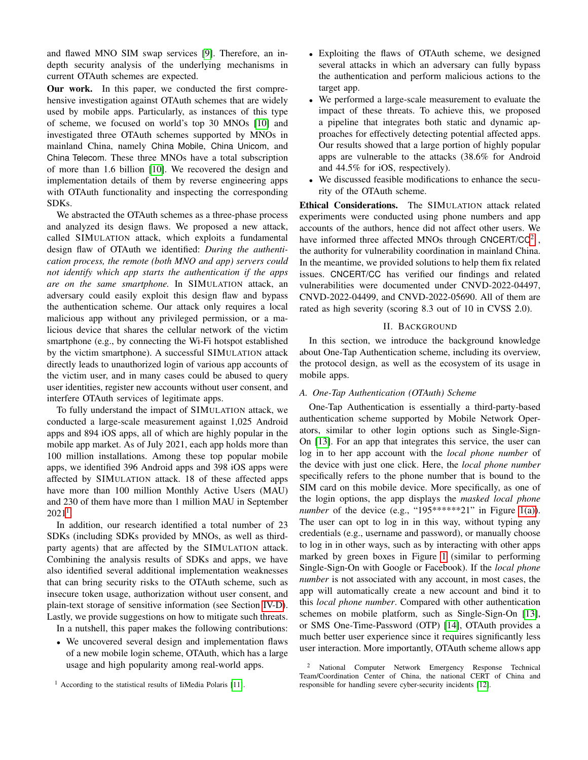and flawed MNO SIM swap services [9]. Therefore, an in-depth security analysis of the underlying mechanisms in current OTAuth schemes are expected.

**Our work.** In this paper, we conducted the first comprehensive investigation against OTAuth schemes that are widely used by mobile apps. Particularly, as instances of this type of scheme, we focused on world's top 30 MNOs [10] and investigated three OTAuth schemes supported by MNOs in mainland China, namely China Mobile, China Unicom, and China Telecom. These three MNOs have a total subscription of more than 1.6 billion [10]. We recovered the design and implementation details of them by reverse engineering apps with OTAuth functionality and inspecting the corresponding SDKs.

We abstracted the OTAuth schemes as a three-phase process and analyzed its design flaws. We proposed a new attack, called SIMULATION attack, which exploits a fundamental design flaw of OTAuth we identified: *During the authentication process, the remote (both MNO and app) servers could not identify which app starts the authentication if the apps are on the same smartphone.* In SIMULATION attack, an adversary could easily exploit this design flaw and bypass the authentication scheme. Our attack only requires a local malicious app without any privileged permission, or a malicious device that shares the cellular network of the victim smartphone (e.g., by connecting the Wi-Fi hotspot established by the victim smartphone). A successful SIMULATION attack directly leads to unauthorized login of various app accounts of the victim user, and in many cases could be abused to query user identities, register new accounts without user consent, and interfere OTAuth services of legitimate apps.

To fully understand the impact of SIMULATION attack, we conducted a large-scale measurement against 1,025 Android apps and 894 iOS apps, all of which are highly popular in the mobile app market. As of July 2021, each app holds more than 100 million installations. Among these top popular mobile apps, we identified 396 Android apps and 398 iOS apps were affected by SIMULATION attack. 18 of these affected apps have more than 100 million Monthly Active Users (MAU) and 230 of them have more than 1 million MAU in September 2021[1].

In addition, our research identified a total number of 23 SDKs (including SDKs provided by MNOs, as well as third-party agents) that are affected by the SIMULATION attack. Combining the analysis results of SDKs and apps, we have also identified several additional implementation weaknesses that can bring security risks to the OTAuth scheme, such as insecure token usage, authorization without user consent, and plain-text storage of sensitive information (see Section IV-D). Lastly, we provide suggestions on how to mitigate such threats.

In a nutshell, this paper makes the following contributions:

- We uncovered several design and implementation flaws of a new mobile login scheme, OTAuth, which has a large usage and high popularity among real-world apps.
- Exploiting the flaws of OTAuth scheme, we designed several attacks in which an adversary can fully bypass the authentication and perform malicious actions to the target app.
- We performed a large-scale measurement to evaluate the impact of these threats. To achieve this, we proposed a pipeline that integrates both static and dynamic approaches for effectively detecting potential affected apps. Our results showed that a large portion of highly popular apps are vulnerable to the attacks (38.6% for Android and 44.5% for iOS, respectively).
- We discussed feasible modifications to enhance the security of the OTAuth scheme.

**Ethical Considerations.** The SIMULATION attack related experiments were conducted using phone numbers and app accounts of the authors, hence did not affect other users. We have informed three affected MNOs through CNCERT/CC[2], the authority for vulnerability coordination in mainland China. In the meantime, we provided solutions to help them fix related issues. CNCERT/CC has verified our findings and related vulnerabilities were documented under CNVD-2022-04497, CNVD-2022-04499, and CNVD-2022-05690. All of them are rated as high severity (scoring 8.3 out of 10 in CVSS 2.0).

## II. Background

In this section, we introduce the background knowledge about One-Tap Authentication scheme, including its overview, the protocol design, as well as the ecosystem of its usage in mobile apps.

### A. One-Tap Authentication (OTAuth) Scheme

One-Tap Authentication is essentially a third-party-based authentication scheme supported by Mobile Network Operators, similar to other login options such as Single-Sign-On [13]. For an app that integrates this service, the user can log in to her app account with the *local phone number* of the device with just one click. Here, the *local phone number* specifically refers to the phone number that is bound to the SIM card on this mobile device. More specifically, as one of the login options, the app displays the *masked local phone number* of the device (e.g., "195******21" in Figure 1(a)). The user can opt to log in in this way, without typing any credentials (e.g., username and password), or manually choose to log in in other ways, such as by interacting with other apps marked by green boxes in Figure 1 (similar to performing Single-Sign-On with Google or Facebook). If the *local phone number* is not associated with any account, in most cases, the app will automatically create a new account and bind it to this *local phone number*. Compared with other authentication schemes on mobile platform, such as Single-Sign-On [13], or SMS One-Time-Password (OTP) [14], OTAuth provides a much better user experience since it requires significantly less user interaction. More importantly, OTAuth scheme allows app

[1] According to the statistical results of IiMedia Polaris [11].

[2] National Computer Network Emergency Response Technical Team/Coordination Center of China, the national CERT of China and responsible for handling severe cyber-security incidents [12].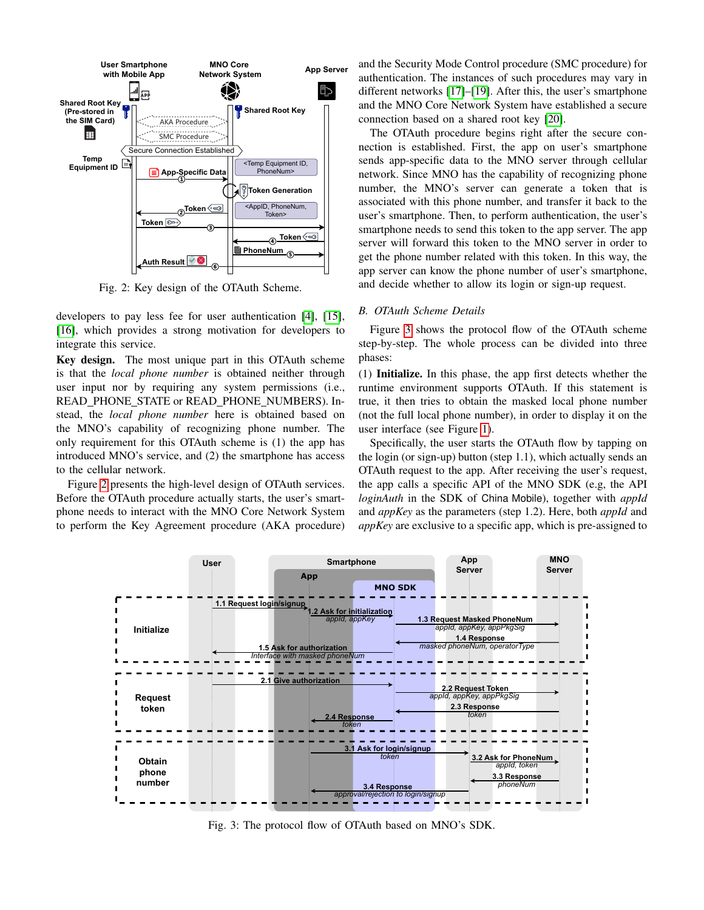Fig. 2: Key design of the OTAuth Scheme.

developers to pay less fee for user authentication [4], [15], [16], which provides a strong motivation for developers to integrate this service.

**Key design.** The most unique part in this OTAuth scheme is that the *local phone number* is obtained neither through user input nor by requiring any system permissions (i.e., READ_PHONE_STATE or READ_PHONE_NUMBERS). Instead, the *local phone number* here is obtained based on the MNO's capability of recognizing phone number. The only requirement for this OTAuth scheme is (1) the app has introduced MNO's service, and (2) the smartphone has access to the cellular network.

Figure 2 presents the high-level design of OTAuth services. Before the OTAuth procedure actually starts, the user's smartphone needs to interact with the MNO Core Network System to perform the Key Agreement procedure (AKA procedure) and the Security Mode Control procedure (SMC procedure) for authentication. The instances of such procedures may vary in different networks [17]–[19]. After this, the user's smartphone and the MNO Core Network System have established a secure connection based on a shared root key [20].

The OTAuth procedure begins right after the secure connection is established. First, the app on user's smartphone sends app-specific data to the MNO server through cellular network. Since MNO has the capability of recognizing phone number, the MNO's server can generate a token that is associated with this phone number, and transfer it back to the user's smartphone. Then, to perform authentication, the user's smartphone needs to send this token to the app server. The app server will forward this token to the MNO server in order to get the phone number related with this token. In this way, the app server can know the phone number of user's smartphone, and decide whether to allow its login or sign-up request.

### B. OTAuth Scheme Details

Figure 3 shows the protocol flow of the OTAuth scheme step-by-step. The whole process can be divided into three phases:

(1) **Initialize.** In this phase, the app first detects whether the runtime environment supports OTAuth. If this statement is true, it then tries to obtain the masked local phone number (not the full local phone number), in order to display it on the user interface (see Figure 1).

Specifically, the user starts the OTAuth flow by tapping on the login (or sign-up) button (step 1.1), which actually sends an OTAuth request to the app. After receiving the user's request, the app calls a specific API of the MNO SDK (e.g, the API *loginAuth* in the SDK of China Mobile), together with *appId* and *appKey* as the parameters (step 1.2). Here, both *appId* and *appKey* are exclusive to a specific app, which is pre-assigned to

Fig. 3: The protocol flow of OTAuth based on MNO's SDK.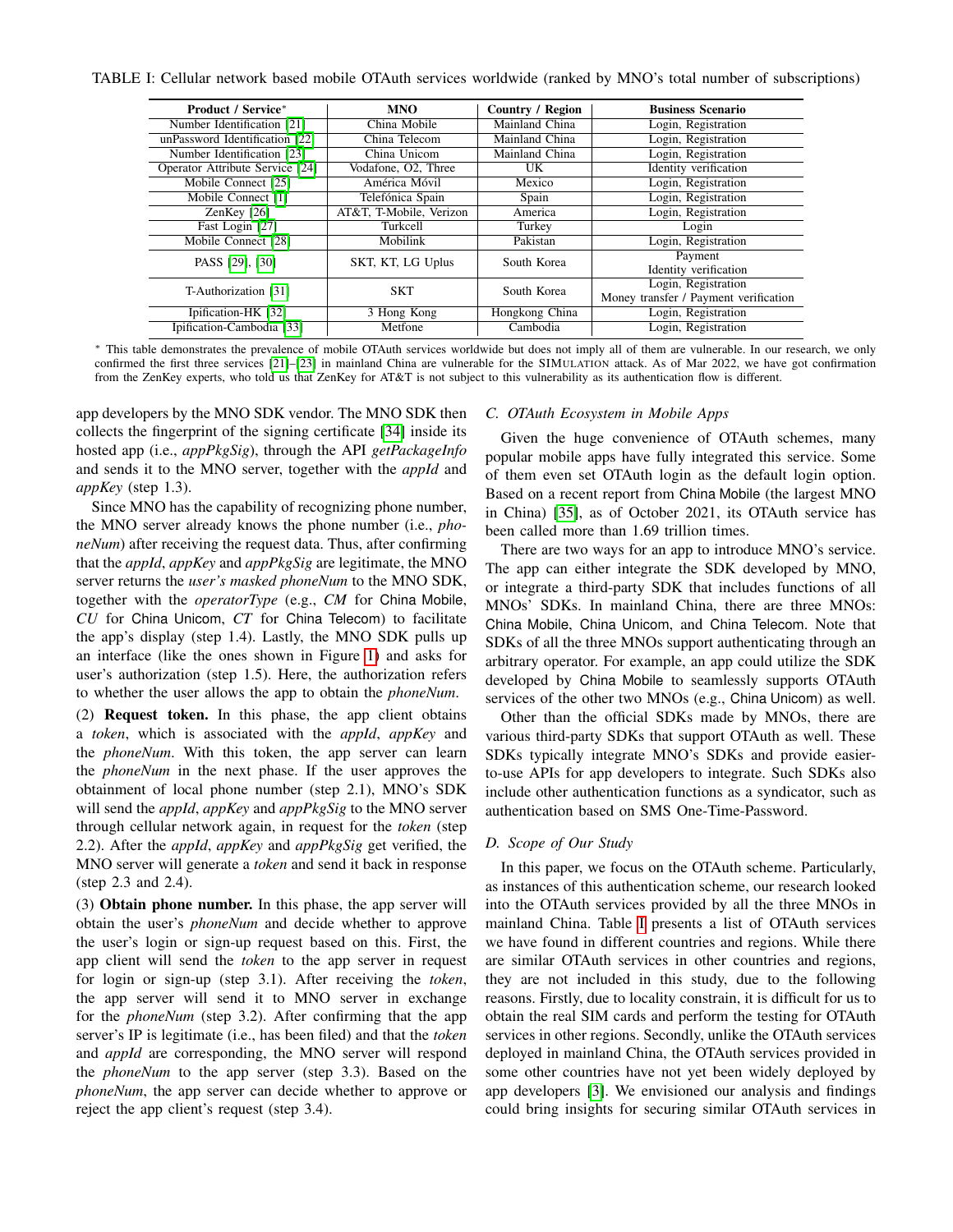TABLE I: Cellular network based mobile OTAuth services worldwide (ranked by MNO's total number of subscriptions)

| Product / Service* | MNO | Country / Region | Business Scenario |
|---|---|---|---|
| Number Identification [21] | China Mobile | Mainland China | Login, Registration |
| unPassword Identification [22] | China Telecom | Mainland China | Login, Registration |
| Number Identification [23] | China Unicom | Mainland China | Login, Registration |
| Operator Attribute Service [24] | Vodafone, O2, Three | UK | Identity verification |
| Mobile Connect [25] | América Móvil | Mexico | Login, Registration |
| Mobile Connect [1] | Telefónica Spain | Spain | Login, Registration |
| ZenKey [26] | AT&T, T-Mobile, Verizon | America | Login, Registration |
| Fast Login [27] | Turkcell | Turkey | Login |
| Mobile Connect [28] | Mobilink | Pakistan | Login, Registration |
| PASS [29], [30] | SKT, KT, LG Uplus | South Korea | Payment<br>Identity verification |
| T-Authorization [31] | SKT | South Korea | Login, Registration<br>Money transfer / Payment verification |
| Ipification-HK [32] | 3 Hong Kong | Hongkong China | Login, Registration |
| Ipification-Cambodia [33] | Metfone | Cambodia | Login, Registration |

* This table demonstrates the prevalence of mobile OTAuth services worldwide but does not imply all of them are vulnerable. In our research, we only confirmed the first three services [21]–[23] in mainland China are vulnerable for the SIMULATION attack. As of Mar 2022, we have got confirmation from the ZenKey experts, who told us that ZenKey for AT&T is not subject to this vulnerability as its authentication flow is different.

app developers by the MNO SDK vendor. The MNO SDK then collects the fingerprint of the signing certificate [34] inside its hosted app (i.e., *appPkgSig*), through the API *getPackageInfo* and sends it to the MNO server, together with the *appId* and *appKey* (step 1.3).

Since MNO has the capability of recognizing phone number, the MNO server already knows the phone number (i.e., *phoneNum*) after receiving the request data. Thus, after confirming that the *appId*, *appKey* and *appPkgSig* are legitimate, the MNO server returns the *user's masked phoneNum* to the MNO SDK, together with the *operatorType* (e.g., *CM* for China Mobile, *CU* for China Unicom, *CT* for China Telecom) to facilitate the app's display (step 1.4). Lastly, the MNO SDK pulls up an interface (like the ones shown in Figure 1) and asks for user's authorization (step 1.5). Here, the authorization refers to whether the user allows the app to obtain the *phoneNum*.

(2) **Request token.** In this phase, the app client obtains a *token*, which is associated with the *appId*, *appKey* and the *phoneNum*. With this token, the app server can learn the *phoneNum* in the next phase. If the user approves the obtainment of local phone number (step 2.1), MNO's SDK will send the *appId*, *appKey* and *appPkgSig* to the MNO server through cellular network again, in request for the *token* (step 2.2). After the *appId*, *appKey* and *appPkgSig* get verified, the MNO server will generate a *token* and send it back in response (step 2.3 and 2.4).

(3) **Obtain phone number.** In this phase, the app server will obtain the user's *phoneNum* and decide whether to approve the user's login or sign-up request based on this. First, the app client will send the *token* to the app server in request for login or sign-up (step 3.1). After receiving the *token*, the app server will send it to MNO server in exchange for the *phoneNum* (step 3.2). After confirming that the app server's IP is legitimate (i.e., has been filed) and that the *token* and *appId* are corresponding, the MNO server will respond the *phoneNum* to the app server (step 3.3). Based on the *phoneNum*, the app server can decide whether to approve or reject the app client's request (step 3.4).

### C. OTAuth Ecosystem in Mobile Apps

Given the huge convenience of OTAuth schemes, many popular mobile apps have fully integrated this service. Some of them even set OTAuth login as the default login option. Based on a recent report from China Mobile (the largest MNO in China) [35], as of October 2021, its OTAuth service has been called more than 1.69 trillion times.

There are two ways for an app to introduce MNO's service. The app can either integrate the SDK developed by MNO, or integrate a third-party SDK that includes functions of all MNOs' SDKs. In mainland China, there are three MNOs: China Mobile, China Unicom, and China Telecom. Note that SDKs of all the three MNOs support authenticating through an arbitrary operator. For example, an app could utilize the SDK developed by China Mobile to seamlessly supports OTAuth services of the other two MNOs (e.g., China Unicom) as well.

Other than the official SDKs made by MNOs, there are various third-party SDKs that support OTAuth as well. These SDKs typically integrate MNO's SDKs and provide easier-to-use APIs for app developers to integrate. Such SDKs also include other authentication functions as a syndicator, such as authentication based on SMS One-Time-Password.

### D. Scope of Our Study

In this paper, we focus on the OTAuth scheme. Particularly, as instances of this authentication scheme, our research looked into the OTAuth services provided by all the three MNOs in mainland China. Table I presents a list of OTAuth services we have found in different countries and regions. While there are similar OTAuth services in other countries and regions, they are not included in this study, due to the following reasons. Firstly, due to locality constrain, it is difficult for us to obtain the real SIM cards and perform the testing for OTAuth services in other regions. Secondly, unlike the OTAuth services deployed in mainland China, the OTAuth services provided in some other countries have not yet been widely deployed by app developers [3]. We envisioned our analysis and findings could bring insights for securing similar OTAuth services in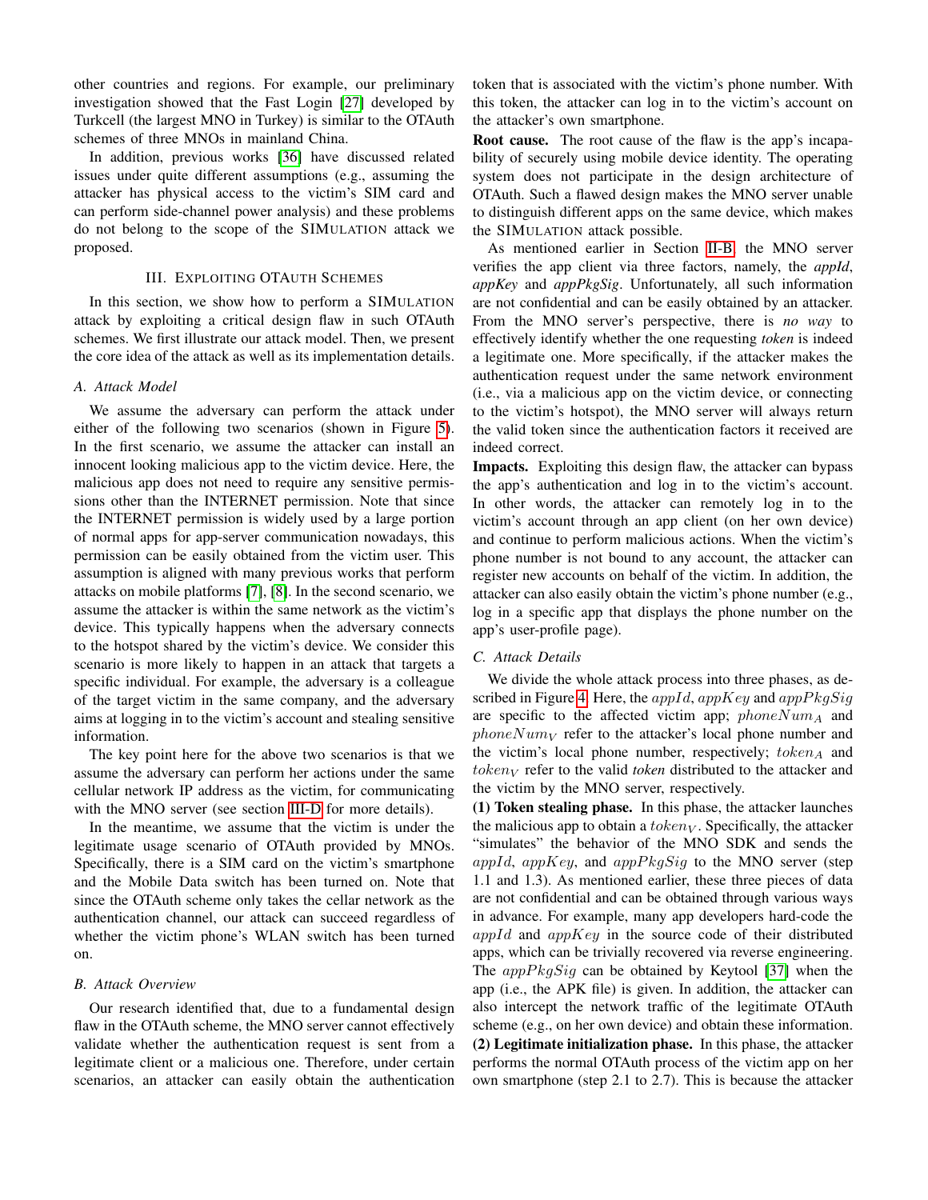other countries and regions. For example, our preliminary investigation showed that the Fast Login [27] developed by Turkcell (the largest MNO in Turkey) is similar to the OTAuth schemes of three MNOs in mainland China.

In addition, previous works [36] have discussed related issues under quite different assumptions (e.g., assuming the attacker has physical access to the victim's SIM card and can perform side-channel power analysis) and these problems do not belong to the scope of the SIMULATION attack we proposed.

## III. Exploiting OTAuth Schemes

In this section, we show how to perform a SIMULATION attack by exploiting a critical design flaw in such OTAuth schemes. We first illustrate our attack model. Then, we present the core idea of the attack as well as its implementation details.

### A. Attack Model

We assume the adversary can perform the attack under either of the following two scenarios (shown in Figure 5). In the first scenario, we assume the attacker can install an innocent looking malicious app to the victim device. Here, the malicious app does not need to require any sensitive permissions other than the INTERNET permission. Note that since the INTERNET permission is widely used by a large portion of normal apps for app-server communication nowadays, this permission can be easily obtained from the victim user. This assumption is aligned with many previous works that perform attacks on mobile platforms [7], [8]. In the second scenario, we assume the attacker is within the same network as the victim's device. This typically happens when the adversary connects to the hotspot shared by the victim's device. We consider this scenario is more likely to happen in an attack that targets a specific individual. For example, the adversary is a colleague of the target victim in the same company, and the adversary aims at logging in to the victim's account and stealing sensitive information.

The key point here for the above two scenarios is that we assume the adversary can perform her actions under the same cellular network IP address as the victim, for communicating with the MNO server (see section III-D for more details).

In the meantime, we assume that the victim is under the legitimate usage scenario of OTAuth provided by MNOs. Specifically, there is a SIM card on the victim's smartphone and the Mobile Data switch has been turned on. Note that since the OTAuth scheme only takes the cellar network as the authentication channel, our attack can succeed regardless of whether the victim phone's WLAN switch has been turned on.

### B. Attack Overview

Our research identified that, due to a fundamental design flaw in the OTAuth scheme, the MNO server cannot effectively validate whether the authentication request is sent from a legitimate client or a malicious one. Therefore, under certain scenarios, an attacker can easily obtain the authentication token that is associated with the victim's phone number. With this token, the attacker can log in to the victim's account on the attacker's own smartphone.

**Root cause.** The root cause of the flaw is the app's incapability of securely using mobile device identity. The operating system does not participate in the design architecture of OTAuth. Such a flawed design makes the MNO server unable to distinguish different apps on the same device, which makes the SIMULATION attack possible.

As mentioned earlier in Section II-B, the MNO server verifies the app client via three factors, namely, the *appId*, *appKey* and *appPkgSig*. Unfortunately, all such information are not confidential and can be easily obtained by an attacker. From the MNO server's perspective, there is *no way* to effectively identify whether the one requesting *token* is indeed a legitimate one. More specifically, if the attacker makes the authentication request under the same network environment (i.e., via a malicious app on the victim device, or connecting to the victim's hotspot), the MNO server will always return the valid token since the authentication factors it received are indeed correct.

**Impacts.** Exploiting this design flaw, the attacker can bypass the app's authentication and log in to the victim's account. In other words, the attacker can remotely log in to the victim's account through an app client (on her own device) and continue to perform malicious actions. When the victim's phone number is not bound to any account, the attacker can register new accounts on behalf of the victim. In addition, the attacker can also easily obtain the victim's phone number (e.g., log in a specific app that displays the phone number on the app's user-profile page).

### C. Attack Details

We divide the whole attack process into three phases, as described in Figure 4. Here, the $appId$, $appKey$ and $appPkgSig$ are specific to the affected victim app; $phoneNum_A$ and $phoneNum_V$ refer to the attacker's local phone number and the victim's local phone number, respectively; $token_A$ and $token_V$ refer to the valid *token* distributed to the attacker and the victim by the MNO server, respectively.

**(1) Token stealing phase.** In this phase, the attacker launches the malicious app to obtain a $token_V$. Specifically, the attacker "simulates" the behavior of the MNO SDK and sends the $appId$, $appKey$, and $appPkgSig$ to the MNO server (step 1.1 and 1.3). As mentioned earlier, these three pieces of data are not confidential and can be obtained through various ways in advance. For example, many app developers hard-code the $appId$ and $appKey$ in the source code of their distributed apps, which can be trivially recovered via reverse engineering. The $appPkgSig$ can be obtained by Keytool [37] when the app (i.e., the APK file) is given. In addition, the attacker can also intercept the network traffic of the legitimate OTAuth scheme (e.g., on her own device) and obtain these information.

**(2) Legitimate initialization phase.** In this phase, the attacker performs the normal OTAuth process of the victim app on her own smartphone (step 2.1 to 2.7). This is because the attacker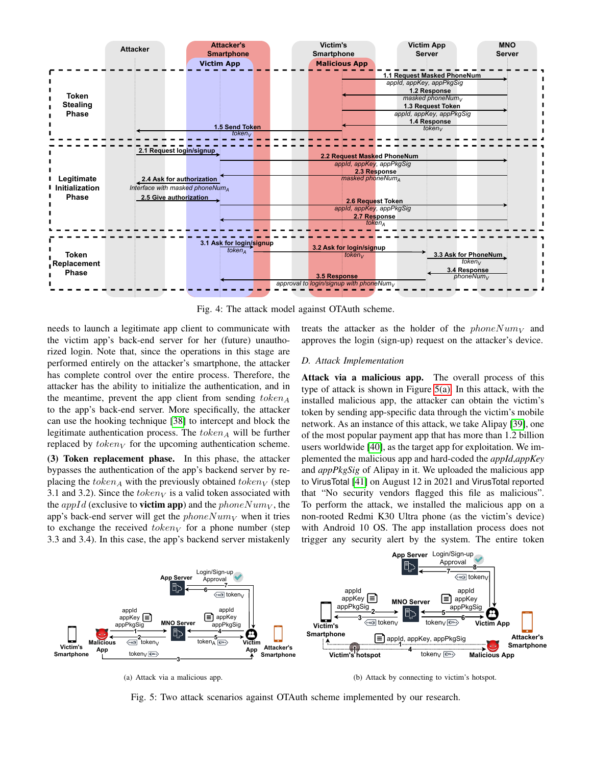Fig. 4: The attack model against OTAuth scheme.

needs to launch a legitimate app client to communicate with the victim app's back-end server for her (future) unauthorized login. Note that, since the operations in this stage are performed entirely on the attacker's smartphone, the attacker has complete control over the entire process. Therefore, the attacker has the ability to initialize the authentication, and in the meantime, prevent the app client from sending $token_A$ to the app's back-end server. More specifically, the attacker can use the hooking technique [38] to intercept and block the legitimate authentication process. The $token_A$ will be further replaced by $token_V$ for the upcoming authentication scheme.

**(3) Token replacement phase.** In this phase, the attacker bypasses the authentication of the app's backend server by replacing the $token_A$ with the previously obtained $token_V$ (step 3.1 and 3.2). Since the $token_V$ is a valid token associated with the $appId$ (exclusive to **victim app**) and the $phoneNum_V$, the app's back-end server will get the $phoneNum_V$ when it tries to exchange the received $token_V$ for a phone number (step 3.3 and 3.4). In this case, the app's backend server mistakenly treats the attacker as the holder of the $phoneNum_V$ and approves the login (sign-up) request on the attacker's device.

### D. Attack Implementation

**Attack via a malicious app.** The overall process of this type of attack is shown in Figure 5(a). In this attack, with the installed malicious app, the attacker can obtain the victim's token by sending app-specific data through the victim's mobile network. As an instance of this attack, we take Alipay [39], one of the most popular payment app that has more than 1.2 billion users worldwide [40], as the target app for exploitation. We implemented the malicious app and hard-coded the *appId*,*appKey* and *appPkgSig* of Alipay in it. We uploaded the malicious app to VirusTotal [41] on August 12 in 2021 and VirusTotal reported that "No security vendors flagged this file as malicious". To perform the attack, we installed the malicious app on a non-rooted Redmi K30 Ultra phone (as the victim's device) with Android 10 OS. The app installation process does not trigger any security alert by the system. The entire token

(a) Attack via a malicious app.

(b) Attack by connecting to victim's hotspot.

Fig. 5: Two attack scenarios against OTAuth scheme implemented by our research.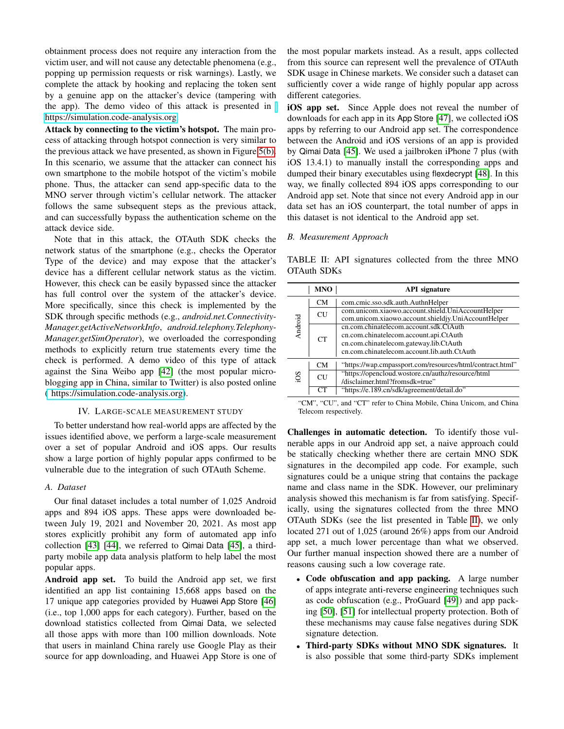obtainment process does not require any interaction from the victim user, and will not cause any detectable phenomena (e.g., popping up permission requests or risk warnings). Lastly, we complete the attack by hooking and replacing the token sent by a genuine app on the attacker's device (tampering with the app). The demo video of this attack is presented in [ https://simulation.code-analysis.org.

**Attack by connecting to the victim's hotspot.** The main process of attacking through hotspot connection is very similar to the previous attack we have presented, as shown in Figure 5(b). In this scenario, we assume that the attacker can connect his own smartphone to the mobile hotspot of the victim's mobile phone. Thus, the attacker can send app-specific data to the MNO server through victim's cellular network. The attacker follows the same subsequent steps as the previous attack, and can successfully bypass the authentication scheme on the attack device side.

Note that in this attack, the OTAuth SDK checks the network status of the smartphone (e.g., checks the Operator Type of the device) and may expose that the attacker's device has a different cellular network status as the victim. However, this check can be easily bypassed since the attacker has full control over the system of the attacker's device. More specifically, since this check is implemented by the SDK through specific methods (e.g., *android.net.Connectivity-Manager.getActiveNetworkInfo*, *android.telephony.Telephony-Manager.getSimOperator*), we overloaded the corresponding methods to explicitly return true statements every time the check is performed. A demo video of this type of attack against the Sina Weibo app [42] (the most popular micro-blogging app in China, similar to Twitter) is also posted online ( https://simulation.code-analysis.org).

## IV. Large-scale Measurement Study

To better understand how real-world apps are affected by the issues identified above, we perform a large-scale measurement over a set of popular Android and iOS apps. Our results show a large portion of highly popular apps confirmed to be vulnerable due to the integration of such OTAuth Scheme.

### A. Dataset

Our final dataset includes a total number of 1,025 Android apps and 894 iOS apps. These apps were downloaded between July 19, 2021 and November 20, 2021. As most app stores explicitly prohibit any form of automated app info collection [43] [44], we referred to Qimai Data [45], a third-party mobile app data analysis platform to help label the most popular apps.

**Android app set.** To build the Android app set, we first identified an app list containing 15,668 apps based on the 17 unique app categories provided by Huawei App Store [46] (i.e., top 1,000 apps for each category). Further, based on the download statistics collected from Qimai Data, we selected all those apps with more than 100 million downloads. Note that users in mainland China rarely use Google Play as their source for app downloading, and Huawei App Store is one of the most popular markets instead. As a result, apps collected from this source can represent well the prevalence of OTAuth SDK usage in Chinese markets. We consider such a dataset can sufficiently cover a wide range of highly popular app across different categories.

**iOS app set.** Since Apple does not reveal the number of downloads for each app in its App Store [47], we collected iOS apps by referring to our Android app set. The correspondence between the Android and iOS versions of an app is provided by Qimai Data [45]. We used a jailbroken iPhone 7 plus (with iOS 13.4.1) to manually install the corresponding apps and dumped their binary executables using flexdecrypt [48]. In this way, we finally collected 894 iOS apps corresponding to our Android app set. Note that since not every Android app in our data set has an iOS counterpart, the total number of apps in this dataset is not identical to the Android app set.

### B. Measurement Approach

TABLE II: API signatures collected from the three MNO OTAuth SDKs

| | MNO | API signature |
|---|---|---|
| Android | CM | com.cmic.sso.sdk.auth.AuthnHelper |
| | CU | com.unicom.xiaowo.account.shield.UniAccountHelper<br>com.unicom.xiaowo.account.shieldjy.UniAccountHelper |
| | CT | cn.com.chinatelecom.account.sdk.CtAuth<br>cn.com.chinatelecom.account.api.CtAuth<br>cn.com.chinatelecom.gateway.lib.CtAuth<br>cn.com.chinatelecom.account.lib.auth.CtAuth |
| iOS | CM | "https://wap.cmpassport.com/resources/html/contract.html" |
| | CU | "https://opencloud.wostore.cn/authz/resource/html<br>/disclaimer.html?fromsdk=true" |
| | CT | "https://e.189.cn/sdk/agreement/detail.do" |

"CM", "CU", and "CT" refer to China Mobile, China Unicom, and China Telecom respectively.

**Challenges in automatic detection.** To identify those vulnerable apps in our Android app set, a naive approach could be statically checking whether there are certain MNO SDK signatures in the decompiled app code. For example, such signatures could be a unique string that contains the package name and class name in the SDK. However, our preliminary analysis showed this mechanism is far from satisfying. Specifically, using the signatures collected from the three MNO OTAuth SDKs (see the list presented in Table II), we only located 271 out of 1,025 (around 26%) apps from our Android app set, a much lower percentage than what we observed. Our further manual inspection showed there are a number of reasons causing such a low coverage rate.

- **Code obfuscation and app packing.** A large number of apps integrate anti-reverse engineering techniques such as code obfuscation (e.g., ProGuard [49]) and app packing [50], [51] for intellectual property protection. Both of these mechanisms may cause false negatives during SDK signature detection.
- **Third-party SDKs without MNO SDK signatures.** It is also possible that some third-party SDKs implement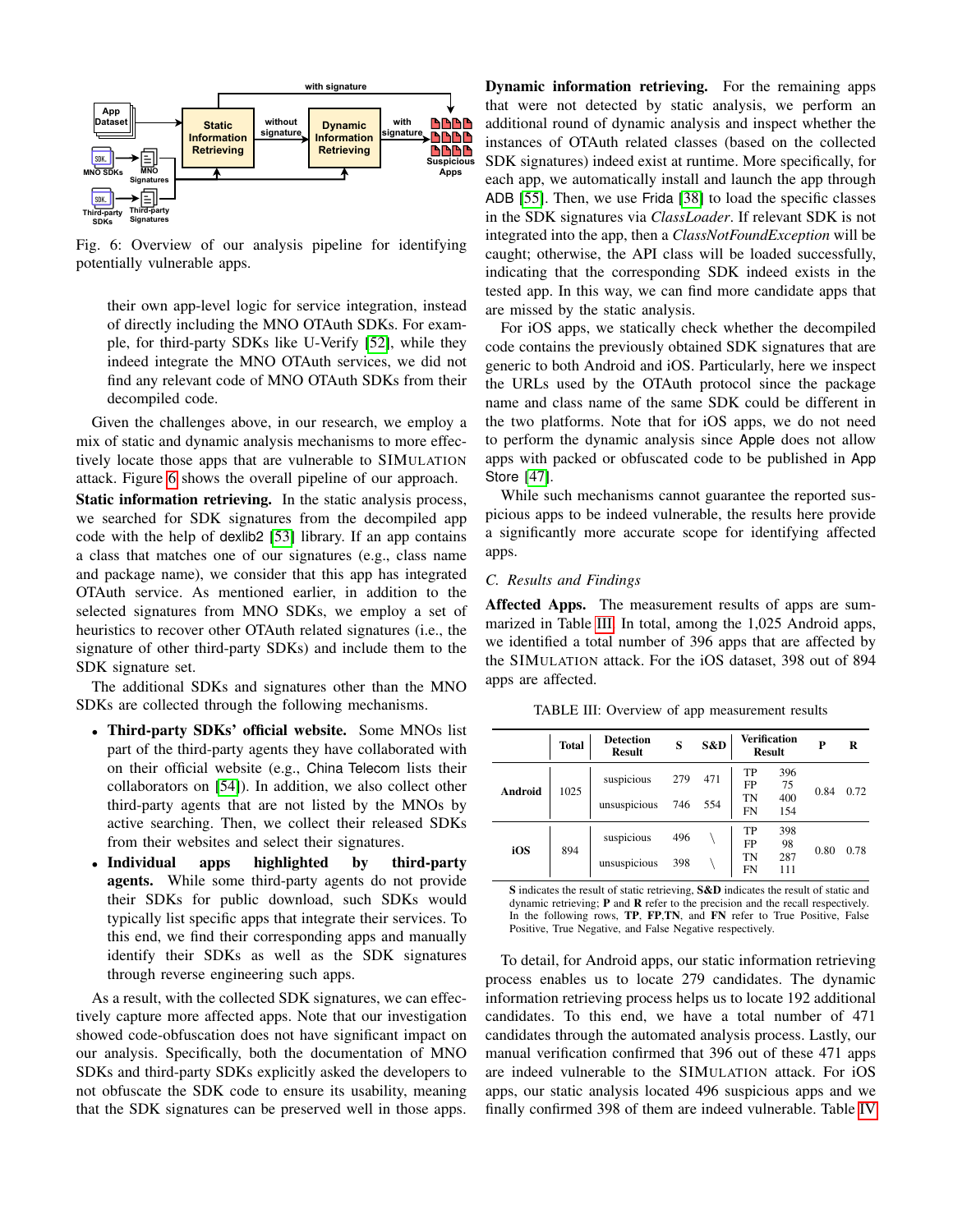Fig. 6: Overview of our analysis pipeline for identifying potentially vulnerable apps.

their own app-level logic for service integration, instead of directly including the MNO OTAuth SDKs. For example, for third-party SDKs like U-Verify [52], while they indeed integrate the MNO OTAuth services, we did not find any relevant code of MNO OTAuth SDKs from their decompiled code.

Given the challenges above, in our research, we employ a mix of static and dynamic analysis mechanisms to more effectively locate those apps that are vulnerable to SIMULATION attack. Figure 6 shows the overall pipeline of our approach.

**Static information retrieving.** In the static analysis process, we searched for SDK signatures from the decompiled app code with the help of dexlib2 [53] library. If an app contains a class that matches one of our signatures (e.g., class name and package name), we consider that this app has integrated OTAuth service. As mentioned earlier, in addition to the selected signatures from MNO SDKs, we employ a set of heuristics to recover other OTAuth related signatures (i.e., the signature of other third-party SDKs) and include them to the SDK signature set.

The additional SDKs and signatures other than the MNO SDKs are collected through the following mechanisms.

- **Third-party SDKs' official website.** Some MNOs list part of the third-party agents they have collaborated with on their official website (e.g., China Telecom lists their collaborators on [54]). In addition, we also collect other third-party agents that are not listed by the MNOs by active searching. Then, we collect their released SDKs from their websites and select their signatures.
- **Individual apps highlighted by third-party agents.** While some third-party agents do not provide their SDKs for public download, such SDKs would typically list specific apps that integrate their services. To this end, we find their corresponding apps and manually identify their SDKs as well as the SDK signatures through reverse engineering such apps.

As a result, with the collected SDK signatures, we can effectively capture more affected apps. Note that our investigation showed code-obfuscation does not have significant impact on our analysis. Specifically, both the documentation of MNO SDKs and third-party SDKs explicitly asked the developers to not obfuscate the SDK code to ensure its usability, meaning that the SDK signatures can be preserved well in those apps.

**Dynamic information retrieving.** For the remaining apps that were not detected by static analysis, we perform an additional round of dynamic analysis and inspect whether the instances of OTAuth related classes (based on the collected SDK signatures) indeed exist at runtime. More specifically, for each app, we automatically install and launch the app through ADB [55]. Then, we use Frida [38] to load the specific classes in the SDK signatures via *ClassLoader*. If relevant SDK is not integrated into the app, then a *ClassNotFoundException* will be caught; otherwise, the API class will be loaded successfully, indicating that the corresponding SDK indeed exists in the tested app. In this way, we can find more candidate apps that are missed by the static analysis.

For iOS apps, we statically check whether the decompiled code contains the previously obtained SDK signatures that are generic to both Android and iOS. Particularly, here we inspect the URLs used by the OTAuth protocol since the package name and class name of the same SDK could be different in the two platforms. Note that for iOS apps, we do not need to perform the dynamic analysis since Apple does not allow apps with packed or obfuscated code to be published in App Store [47].

While such mechanisms cannot guarantee the reported suspicious apps to be indeed vulnerable, the results here provide a significantly more accurate scope for identifying affected apps.

### C. Results and Findings

**Affected Apps.** The measurement results of apps are summarized in Table III. In total, among the 1,025 Android apps, we identified a total number of 396 apps that are affected by the SIMULATION attack. For the iOS dataset, 398 out of 894 apps are affected.

TABLE III: Overview of app measurement results

| | Total | Detection Result | S | S&D | Verification Result | | P | R |
|---|---|---|---|---|---|---|---|---|
| Android | 1025 | suspicious | 279 | 471 | TP | 396 | 0.84 | 0.72 |
| | | | | | FP | 75 | | |
| | | unsuspicious | 746 | 554 | TN | 400 | | |
| | | | | | FN | 154 | | |
| iOS | 894 | suspicious | 496 | \ | TP | 398 | 0.80 | 0.78 |
| | | | | | FP | 98 | | |
| | | unsuspicious | 398 | \ | TN | 287 | | |
| | | | | | FN | 111 | | |

**S** indicates the result of static retrieving, **S&D** indicates the result of static and dynamic retrieving; **P** and **R** refer to the precision and the recall respectively. In the following rows, **TP**, **FP**,**TN**, and **FN** refer to True Positive, False Positive, True Negative, and False Negative respectively.

To detail, for Android apps, our static information retrieving process enables us to locate 279 candidates. The dynamic information retrieving process helps us to locate 192 additional candidates. To this end, we have a total number of 471 candidates through the automated analysis process. Lastly, our manual verification confirmed that 396 out of these 471 apps are indeed vulnerable to the SIMULATION attack. For iOS apps, our static analysis located 496 suspicious apps and we finally confirmed 398 of them are indeed vulnerable. Table IV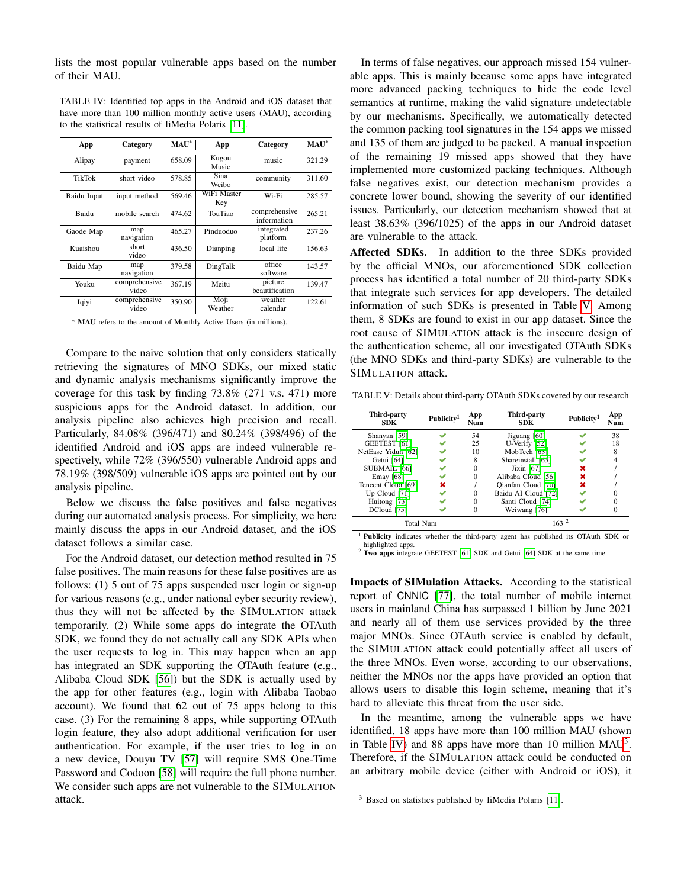lists the most popular vulnerable apps based on the number of their MAU.

TABLE IV: Identified top apps in the Android and iOS dataset that have more than 100 million monthly active users (MAU), according to the statistical results of IiMedia Polaris [11].

| App | Category | MAU* | App | Category | MAU* |
|---|---|---|---|---|---|
| Alipay | payment | 658.09 | Kugou Music | music | 321.29 |
| TikTok | short video | 578.85 | Sina Weibo | community | 311.60 |
| Baidu Input | input method | 569.46 | WiFi Master Key | Wi-Fi | 285.57 |
| Baidu | mobile search | 474.62 | TouTiao | comprehensive information | 265.21 |
| Gaode Map | map navigation | 465.27 | Pinduoduo | integrated platform | 237.26 |
| Kuaishou | short video | 436.50 | Dianping | local life | 156.63 |
| Baidu Map | map navigation | 379.58 | DingTalk | office software | 143.57 |
| Youku | comprehensive video | 367.19 | Meitu | picture beautification | 139.47 |
| Iqiyi | comprehensive video | 350.90 | Moji Weather | weather calendar | 122.61 |

\* **MAU** refers to the amount of Monthly Active Users (in millions).

Compare to the naive solution that only considers statically retrieving the signatures of MNO SDKs, our mixed static and dynamic analysis mechanisms significantly improve the coverage for this task by finding 73.8% (271 v.s. 471) more suspicious apps for the Android dataset. In addition, our analysis pipeline also achieves high precision and recall. Particularly, 84.08% (396/471) and 80.24% (398/496) of the identified Android and iOS apps are indeed vulnerable respectively, while 72% (396/550) vulnerable Android apps and 78.19% (398/509) vulnerable iOS apps are pointed out by our analysis pipeline.

Below we discuss the false positives and false negatives during our automated analysis process. For simplicity, we here mainly discuss the apps in our Android dataset, and the iOS dataset follows a similar case.

For the Android dataset, our detection method resulted in 75 false positives. The main reasons for these false positives are as follows: (1) 5 out of 75 apps suspended user login or sign-up for various reasons (e.g., under national cyber security review), thus they will not be affected by the SIMULATION attack temporarily. (2) While some apps do integrate the OTAuth SDK, we found they do not actually call any SDK APIs when the user requests to log in. This may happen when an app has integrated an SDK supporting the OTAuth feature (e.g., Alibaba Cloud SDK [56]) but the SDK is actually used by the app for other features (e.g., login with Alibaba Taobao account). We found that 62 out of 75 apps belong to this case. (3) For the remaining 8 apps, while supporting OTAuth login feature, they also adopt additional verification for user authentication. For example, if the user tries to log in on a new device, Douyu TV [57] will require SMS One-Time Password and Codoon [58] will require the full phone number. We consider such apps are not vulnerable to the SIMULATION attack.

In terms of false negatives, our approach missed 154 vulnerable apps. This is mainly because some apps have integrated more advanced packing techniques to hide the code level semantics at runtime, making the valid signature undetectable by our mechanisms. Specifically, we automatically detected the common packing tool signatures in the 154 apps we missed and 135 of them are judged to be packed. A manual inspection of the remaining 19 missed apps showed that they have implemented more customized packing techniques. Although false negatives exist, our detection mechanism provides a concrete lower bound, showing the severity of our identified issues. Particularly, our detection mechanism showed that at least 38.63% (396/1025) of the apps in our Android dataset are vulnerable to the attack.

**Affected SDKs.** In addition to the three SDKs provided by the official MNOs, our aforementioned SDK collection process has identified a total number of 20 third-party SDKs that integrate such services for app developers. The detailed information of such SDKs is presented in Table V. Among them, 8 SDKs are found to exist in our app dataset. Since the root cause of SIMULATION attack is the insecure design of the authentication scheme, all our investigated OTAuth SDKs (the MNO SDKs and third-party SDKs) are vulnerable to the SIMULATION attack.

TABLE V: Details about third-party OTAuth SDKs covered by our research

| Third-party SDK | Publicity[1] | App Num | Third-party SDK | Publicity[1] | App Num |
|---|---|---|---|---|---|
| Shanyan [59] | ✔ | 54 | Jiguang [60] | ✔ | 38 |
| GEETEST [61] | ✔ | 25 | U-Verify [52] | ✔ | 18 |
| NetEase Yidun [62] | ✔ | 10 | MobTech [63] | ✔ | 8 |
| Getui [64] | ✔ | 8 | Shareinstall [65] | ✔ | 4 |
| SUBMAIL [66] | ✔ | 0 | Jixin [67] | ✘ | / |
| Emay [68] | ✔ | 0 | Alibaba Cloud [56] | ✘ | / |
| Tencent Cloud [69] | ✘ | / | Qianfan Cloud [70] | ✘ | / |
| Up Cloud [71] | ✔ | 0 | Baidu AI Cloud [72] | ✔ | 0 |
| Huitong [73] | ✔ | 0 | Santi Cloud [74] | ✔ | 0 |
| DCloud [75] | ✔ | 0 | Weiwang [76] | ✔ | 0 |
| Total Num | | | 163 [2] | | |

[1] **Publicity** indicates whether the third-party agent has published its OTAuth SDK or highlighted apps.
[2] **Two apps** integrate GEETEST [61] SDK and Getui [64] SDK at the same time.

**Impacts of SIMulation Attacks.** According to the statistical report of CNNIC [77], the total number of mobile internet users in mainland China has surpassed 1 billion by June 2021 and nearly all of them use services provided by the three major MNOs. Since OTAuth service is enabled by default, the SIMULATION attack could potentially affect all users of the three MNOs. Even worse, according to our observations, neither the MNOs nor the apps have provided an option that allows users to disable this login scheme, meaning that it's hard to alleviate this threat from the user side.

In the meantime, among the vulnerable apps we have identified, 18 apps have more than 100 million MAU (shown in Table IV) and 88 apps have more than 10 million MAU[3]. Therefore, if the SIMULATION attack could be conducted on an arbitrary mobile device (either with Android or iOS), it

[3] Based on statistics published by IiMedia Polaris [11].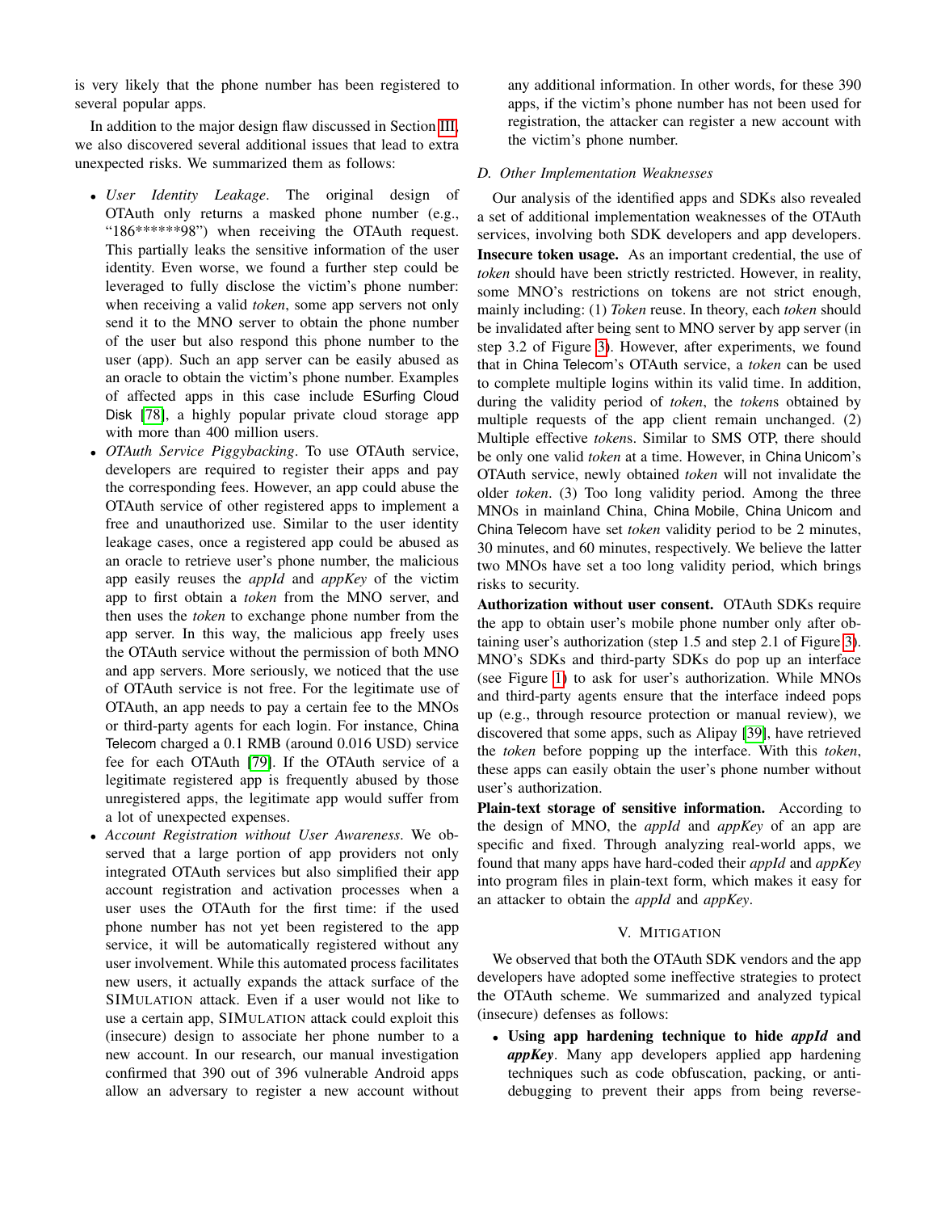is very likely that the phone number has been registered to several popular apps.

In addition to the major design flaw discussed in Section III, we also discovered several additional issues that lead to extra unexpected risks. We summarized them as follows:

- *User Identity Leakage*. The original design of OTAuth only returns a masked phone number (e.g., "186******98") when receiving the OTAuth request. This partially leaks the sensitive information of the user identity. Even worse, we found a further step could be leveraged to fully disclose the victim's phone number: when receiving a valid *token*, some app servers not only send it to the MNO server to obtain the phone number of the user but also respond this phone number to the user (app). Such an app server can be easily abused as an oracle to obtain the victim's phone number. Examples of affected apps in this case include ESurfing Cloud Disk [78], a highly popular private cloud storage app with more than 400 million users.
- *OTAuth Service Piggybacking*. To use OTAuth service, developers are required to register their apps and pay the corresponding fees. However, an app could abuse the OTAuth service of other registered apps to implement a free and unauthorized use. Similar to the user identity leakage cases, once a registered app could be abused as an oracle to retrieve user's phone number, the malicious app easily reuses the *appId* and *appKey* of the victim app to first obtain a *token* from the MNO server, and then uses the *token* to exchange phone number from the app server. In this way, the malicious app freely uses the OTAuth service without the permission of both MNO and app servers. More seriously, we noticed that the use of OTAuth service is not free. For the legitimate use of OTAuth, an app needs to pay a certain fee to the MNOs or third-party agents for each login. For instance, China Telecom charged a 0.1 RMB (around 0.016 USD) service fee for each OTAuth [79]. If the OTAuth service of a legitimate registered app is frequently abused by those unregistered apps, the legitimate app would suffer from a lot of unexpected expenses.
- *Account Registration without User Awareness*. We observed that a large portion of app providers not only integrated OTAuth services but also simplified their app account registration and activation processes when a user uses the OTAuth for the first time: if the used phone number has not yet been registered to the app service, it will be automatically registered without any user involvement. While this automated process facilitates new users, it actually expands the attack surface of the SIMULATION attack. Even if a user would not like to use a certain app, SIMULATION attack could exploit this (insecure) design to associate her phone number to a new account. In our research, our manual investigation confirmed that 390 out of 396 vulnerable Android apps allow an adversary to register a new account without any additional information. In other words, for these 390 apps, if the victim's phone number has not been used for registration, the attacker can register a new account with the victim's phone number.

### D. Other Implementation Weaknesses

Our analysis of the identified apps and SDKs also revealed a set of additional implementation weaknesses of the OTAuth services, involving both SDK developers and app developers.

**Insecure token usage.** As an important credential, the use of *token* should have been strictly restricted. However, in reality, some MNO's restrictions on tokens are not strict enough, mainly including: (1) *Token* reuse. In theory, each *token* should be invalidated after being sent to MNO server by app server (in step 3.2 of Figure 3). However, after experiments, we found that in China Telecom's OTAuth service, a *token* can be used to complete multiple logins within its valid time. In addition, during the validity period of *token*, the *token*s obtained by multiple requests of the app client remain unchanged. (2) Multiple effective *token*s. Similar to SMS OTP, there should be only one valid *token* at a time. However, in China Unicom's OTAuth service, newly obtained *token* will not invalidate the older *token*. (3) Too long validity period. Among the three MNOs in mainland China, China Mobile, China Unicom and China Telecom have set *token* validity period to be 2 minutes, 30 minutes, and 60 minutes, respectively. We believe the latter two MNOs have set a too long validity period, which brings risks to security.

**Authorization without user consent.** OTAuth SDKs require the app to obtain user's mobile phone number only after obtaining user's authorization (step 1.5 and step 2.1 of Figure 3). MNO's SDKs and third-party SDKs do pop up an interface (see Figure 1) to ask for user's authorization. While MNOs and third-party agents ensure that the interface indeed pops up (e.g., through resource protection or manual review), we discovered that some apps, such as Alipay [39], have retrieved the *token* before popping up the interface. With this *token*, these apps can easily obtain the user's phone number without user's authorization.

**Plain-text storage of sensitive information.** According to the design of MNO, the *appId* and *appKey* of an app are specific and fixed. Through analyzing real-world apps, we found that many apps have hard-coded their *appId* and *appKey* into program files in plain-text form, which makes it easy for an attacker to obtain the *appId* and *appKey*.

## V. Mitigation

We observed that both the OTAuth SDK vendors and the app developers have adopted some ineffective strategies to protect the OTAuth scheme. We summarized and analyzed typical (insecure) defenses as follows:

- **Using app hardening technique to hide *appId* and *appKey*.** Many app developers applied app hardening techniques such as code obfuscation, packing, or anti-debugging to prevent their apps from being reverse-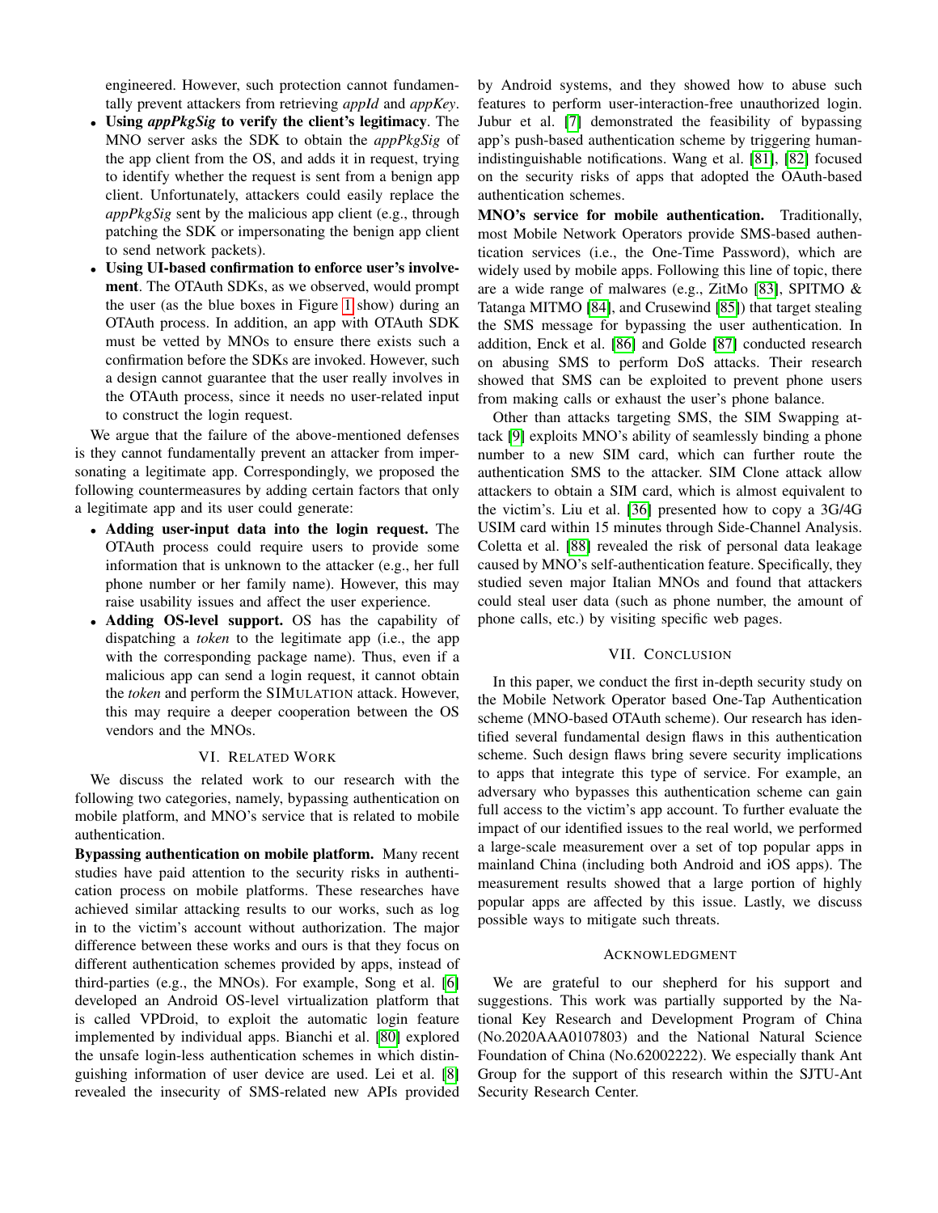engineered. However, such protection cannot fundamentally prevent attackers from retrieving *appId* and *appKey*.

- **Using *appPkgSig* to verify the client's legitimacy**. The MNO server asks the SDK to obtain the *appPkgSig* of the app client from the OS, and adds it in request, trying to identify whether the request is sent from a benign app client. Unfortunately, attackers could easily replace the *appPkgSig* sent by the malicious app client (e.g., through patching the SDK or impersonating the benign app client to send network packets).
- **Using UI-based confirmation to enforce user's involvement**. The OTAuth SDKs, as we observed, would prompt the user (as the blue boxes in Figure 1 show) during an OTAuth process. In addition, an app with OTAuth SDK must be vetted by MNOs to ensure there exists such a confirmation before the SDKs are invoked. However, such a design cannot guarantee that the user really involves in the OTAuth process, since it needs no user-related input to construct the login request.

We argue that the failure of the above-mentioned defenses is they cannot fundamentally prevent an attacker from impersonating a legitimate app. Correspondingly, we proposed the following countermeasures by adding certain factors that only a legitimate app and its user could generate:

- **Adding user-input data into the login request.** The OTAuth process could require users to provide some information that is unknown to the attacker (e.g., her full phone number or her family name). However, this may raise usability issues and affect the user experience.
- **Adding OS-level support.** OS has the capability of dispatching a *token* to the legitimate app (i.e., the app with the corresponding package name). Thus, even if a malicious app can send a login request, it cannot obtain the *token* and perform the SIMULATION attack. However, this may require a deeper cooperation between the OS vendors and the MNOs.

## VI. Related Work

We discuss the related work to our research with the following two categories, namely, bypassing authentication on mobile platform, and MNO's service that is related to mobile authentication.

**Bypassing authentication on mobile platform.** Many recent studies have paid attention to the security risks in authentication process on mobile platforms. These researches have achieved similar attacking results to our works, such as log in to the victim's account without authorization. The major difference between these works and ours is that they focus on different authentication schemes provided by apps, instead of third-parties (e.g., the MNOs). For example, Song et al. [6] developed an Android OS-level virtualization platform that is called VPDroid, to exploit the automatic login feature implemented by individual apps. Bianchi et al. [80] explored the unsafe login-less authentication schemes in which distinguishing information of user device are used. Lei et al. [8] revealed the insecurity of SMS-related new APIs provided by Android systems, and they showed how to abuse such features to perform user-interaction-free unauthorized login. Jubur et al. [7] demonstrated the feasibility of bypassing app's push-based authentication scheme by triggering human-indistinguishable notifications. Wang et al. [81], [82] focused on the security risks of apps that adopted the OAuth-based authentication schemes.

**MNO's service for mobile authentication.** Traditionally, most Mobile Network Operators provide SMS-based authentication services (i.e., the One-Time Password), which are widely used by mobile apps. Following this line of topic, there are a wide range of malwares (e.g., ZitMo [83], SPITMO & Tatanga MITMO [84], and Crusewind [85]) that target stealing the SMS message for bypassing the user authentication. In addition, Enck et al. [86] and Golde [87] conducted research on abusing SMS to perform DoS attacks. Their research showed that SMS can be exploited to prevent phone users from making calls or exhaust the user's phone balance.

Other than attacks targeting SMS, the SIM Swapping attack [9] exploits MNO's ability of seamlessly binding a phone number to a new SIM card, which can further route the authentication SMS to the attacker. SIM Clone attack allow attackers to obtain a SIM card, which is almost equivalent to the victim's. Liu et al. [36] presented how to copy a 3G/4G USIM card within 15 minutes through Side-Channel Analysis. Coletta et al. [88] revealed the risk of personal data leakage caused by MNO's self-authentication feature. Specifically, they studied seven major Italian MNOs and found that attackers could steal user data (such as phone number, the amount of phone calls, etc.) by visiting specific web pages.

## VII. Conclusion

In this paper, we conduct the first in-depth security study on the Mobile Network Operator based One-Tap Authentication scheme (MNO-based OTAuth scheme). Our research has identified several fundamental design flaws in this authentication scheme. Such design flaws bring severe security implications to apps that integrate this type of service. For example, an adversary who bypasses this authentication scheme can gain full access to the victim's app account. To further evaluate the impact of our identified issues to the real world, we performed a large-scale measurement over a set of top popular apps in mainland China (including both Android and iOS apps). The measurement results showed that a large portion of highly popular apps are affected by this issue. Lastly, we discuss possible ways to mitigate such threats.

## Acknowledgment

We are grateful to our shepherd for his support and suggestions. This work was partially supported by the National Key Research and Development Program of China (No.2020AAA0107803) and the National Natural Science Foundation of China (No.62002222). We especially thank Ant Group for the support of this research within the SJTU-Ant Security Research Center.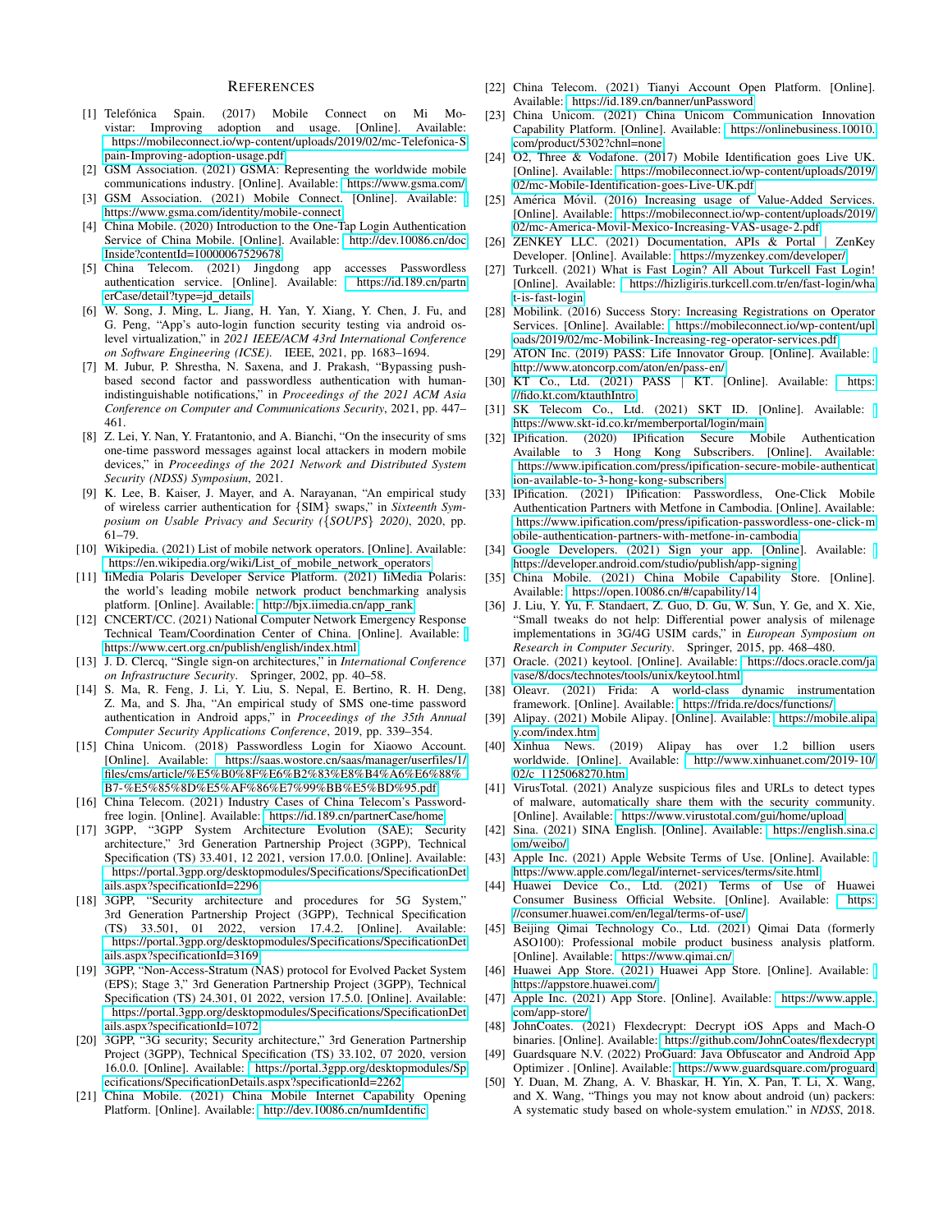## References

[1] Telefónica Spain. (2017) Mobile Connect on Mi Movistar: Improving adoption and usage. [Online]. Available: https://mobileconnect.io/wp-content/uploads/2019/02/mc-Telefonica-Spain-Improving-adoption-usage.pdf

[2] GSM Association. (2021) GSMA: Representing the worldwide mobile communications industry. [Online]. Available: https://www.gsma.com/

[3] GSM Association. (2021) Mobile Connect. [Online]. Available: https://www.gsma.com/identity/mobile-connect

[4] China Mobile. (2020) Introduction to the One-Tap Login Authentication Service of China Mobile. [Online]. Available: http://dev.10086.cn/docInside?contentId=10000067529678

[5] China Telecom. (2021) Jingdong app accesses Passwordless authentication service. [Online]. Available: https://id.189.cn/partnerCase/detail?type=jd_details

[6] W. Song, J. Ming, L. Jiang, H. Yan, Y. Xiang, Y. Chen, J. Fu, and G. Peng, "App's auto-login function security testing via android os-level virtualization," in *2021 IEEE/ACM 43rd International Conference on Software Engineering (ICSE)*. IEEE, 2021, pp. 1683–1694.

[7] M. Jubur, P. Shrestha, N. Saxena, and J. Prakash, "Bypassing push-based second factor and passwordless authentication with human-indistinguishable notifications," in *Proceedings of the 2021 ACM Asia Conference on Computer and Communications Security*, 2021, pp. 447–461.

[8] Z. Lei, Y. Nan, Y. Fratantonio, and A. Bianchi, "On the insecurity of sms one-time password messages against local attackers in modern mobile devices," in *Proceedings of the 2021 Network and Distributed System Security (NDSS) Symposium*, 2021.

[9] K. Lee, B. Kaiser, J. Mayer, and A. Narayanan, "An empirical study of wireless carrier authentication for {SIM} swaps," in *Sixteenth Symposium on Usable Privacy and Security ({SOUPS} 2020)*, 2020, pp. 61–79.

[10] Wikipedia. (2021) List of mobile network operators. [Online]. Available: https://en.wikipedia.org/wiki/List_of_mobile_network_operators

[11] IiMedia Polaris Developer Service Platform. (2021) IiMedia Polaris: the world's leading mobile network product benchmarking analysis platform. [Online]. Available: http://bjx.iimedia.cn/app_rank

[12] CNCERT/CC. (2021) National Computer Network Emergency Response Technical Team/Coordination Center of China. [Online]. Available: https://www.cert.org.cn/publish/english/index.html

[13] J. D. Clercq, "Single sign-on architectures," in *International Conference on Infrastructure Security*. Springer, 2002, pp. 40–58.

[14] S. Ma, R. Feng, J. Li, Y. Liu, S. Nepal, E. Bertino, R. H. Deng, Z. Ma, and S. Jha, "An empirical study of SMS one-time password authentication in Android apps," in *Proceedings of the 35th Annual Computer Security Applications Conference*, 2019, pp. 339–354.

[15] China Unicom. (2018) Passwordless Login for Xiaowo Account. [Online]. Available: https://saas.wostore.cn/saas/manager/userfiles/1/files/cms/article/%E5%B0%8F%E6%B2%83%E8%B4%A6%E6%88%B7-%E5%85%8D%E5%AF%86%E7%99%BB%E5%BD%95.pdf

[16] China Telecom. (2021) Industry Cases of China Telecom's Password-free login. [Online]. Available: https://id.189.cn/partnerCase/home

[17] 3GPP, "3GPP System Architecture Evolution (SAE); Security architecture," 3rd Generation Partnership Project (3GPP), Technical Specification (TS) 33.401, 12 2021, version 17.0.0. [Online]. Available: https://portal.3gpp.org/desktopmodules/Specifications/SpecificationDetails.aspx?specificationId=2296

[18] 3GPP, "Security architecture and procedures for 5G System," 3rd Generation Partnership Project (3GPP), Technical Specification (TS) 33.501, 01 2022, version 17.4.2. [Online]. Available: https://portal.3gpp.org/desktopmodules/Specifications/SpecificationDetails.aspx?specificationId=3169

[19] 3GPP, "Non-Access-Stratum (NAS) protocol for Evolved Packet System (EPS); Stage 3," 3rd Generation Partnership Project (3GPP), Technical Specification (TS) 24.301, 01 2022, version 17.5.0. [Online]. Available: https://portal.3gpp.org/desktopmodules/Specifications/SpecificationDetails.aspx?specificationId=1072

[20] 3GPP, "3G security; Security architecture," 3rd Generation Partnership Project (3GPP), Technical Specification (TS) 33.102, 07 2020, version 16.0.0. [Online]. Available: https://portal.3gpp.org/desktopmodules/Specifications/SpecificationDetails.aspx?specificationId=2262

[21] China Mobile. (2021) China Mobile Internet Capability Opening Platform. [Online]. Available: http://dev.10086.cn/numIdentific

[22] China Telecom. (2021) Tianyi Account Open Platform. [Online]. Available: https://id.189.cn/banner/unPassword

[23] China Unicom. (2021) China Unicom Communication Innovation Capability Platform. [Online]. Available: https://onlinebusiness.10010.com/product/5302?chnl=none

[24] O2, Three & Vodafone. (2017) Mobile Identification goes Live UK. [Online]. Available: https://mobileconnect.io/wp-content/uploads/2019/02/mc-Mobile-Identification-goes-Live-UK.pdf

[25] América Móvil. (2016) Increasing usage of Value-Added Services. [Online]. Available: https://mobileconnect.io/wp-content/uploads/2019/02/mc-America-Movil-Mexico-Increasing-VAS-usage-2.pdf

[26] ZENKEY LLC. (2021) Documentation, APIs & Portal | ZenKey Developer. [Online]. Available: https://myzenkey.com/developer/

[27] Turkcell. (2021) What is Fast Login? All About Turkcell Fast Login! [Online]. Available: https://hizligiris.turkcell.com.tr/en/fast-login/what-is-fast-login

[28] Mobilink. (2016) Success Story: Increasing Registrations on Operator Services. [Online]. Available: https://mobileconnect.io/wp-content/uploads/2019/02/mc-Mobilink-Increasing-reg-operator-services.pdf

[29] ATON Inc. (2019) PASS: Life Innovator Group. [Online]. Available: http://www.atoncorp.com/aton/en/pass-en/

[30] KT Co., Ltd. (2021) PASS | KT. [Online]. Available: https://fido.kt.com/ktauthIntro

[31] SK Telecom Co., Ltd. (2021) SKT ID. [Online]. Available: https://www.skt-id.co.kr/memberportal/login/main

[32] IPification. (2020) IPification Secure Mobile Authentication Available to 3 Hong Kong Subscribers. [Online]. Available: https://www.ipification.com/press/ipification-secure-mobile-authentication-available-to-3-hong-kong-subscribers

[33] IPification. (2021) IPification: Passwordless, One-Click Mobile Authentication Partners with Metfone in Cambodia. [Online]. Available: https://www.ipification.com/press/ipification-passwordless-one-click-mobile-authentication-partners-with-metfone-in-cambodia

[34] Google Developers. (2021) Sign your app. [Online]. Available: https://developer.android.com/studio/publish/app-signing

[35] China Mobile. (2021) China Mobile Capability Store. [Online]. Available: https://open.10086.cn/#/capability/14

[36] J. Liu, Y. Yu, F. Standaert, Z. Guo, D. Gu, W. Sun, Y. Ge, and X. Xie, "Small tweaks do not help: Differential power analysis of milenage implementations in 3G/4G USIM cards," in *European Symposium on Research in Computer Security*. Springer, 2015, pp. 468–480.

[37] Oracle. (2021) keytool. [Online]. Available: https://docs.oracle.com/javase/8/docs/technotes/tools/unix/keytool.html

[38] Oleavr. (2021) Frida: A world-class dynamic instrumentation framework. [Online]. Available: https://frida.re/docs/functions/

[39] Alipay. (2021) Mobile Alipay. [Online]. Available: https://mobile.alipay.com/index.htm

[40] Xinhua News. (2019) Alipay has over 1.2 billion users worldwide. [Online]. Available: http://www.xinhuanet.com/2019-10/02/c_1125068270.htm

[41] VirusTotal. (2021) Analyze suspicious files and URLs to detect types of malware, automatically share them with the security community. [Online]. Available: https://www.virustotal.com/gui/home/upload

[42] Sina. (2021) SINA English. [Online]. Available: https://english.sina.com/weibo/

[43] Apple Inc. (2021) Apple Website Terms of Use. [Online]. Available: https://www.apple.com/legal/internet-services/terms/site.html

[44] Huawei Device Co., Ltd. (2021) Terms of Use of Huawei Consumer Business Official Website. [Online]. Available: https://consumer.huawei.com/en/legal/terms-of-use/

[45] Beijing Qimai Technology Co., Ltd. (2021) Qimai Data (formerly ASO100): Professional mobile product business analysis platform. [Online]. Available: https://www.qimai.cn/

[46] Huawei App Store. (2021) Huawei App Store. [Online]. Available: https://appstore.huawei.com/

[47] Apple Inc. (2021) App Store. [Online]. Available: https://www.apple.com/app-store/

[48] JohnCoates. (2021) Flexdecrypt: Decrypt iOS Apps and Mach-O binaries. [Online]. Available: https://github.com/JohnCoates/flexdecrypt

[49] Guardsquare N.V. (2022) ProGuard: Java Obfuscator and Android App Optimizer . [Online]. Available: https://www.guardsquare.com/proguard

[50] Y. Duan, M. Zhang, A. V. Bhaskar, H. Yin, X. Pan, T. Li, X. Wang, and X. Wang, "Things you may not know about android (un) packers: A systematic study based on whole-system emulation." in *NDSS*, 2018.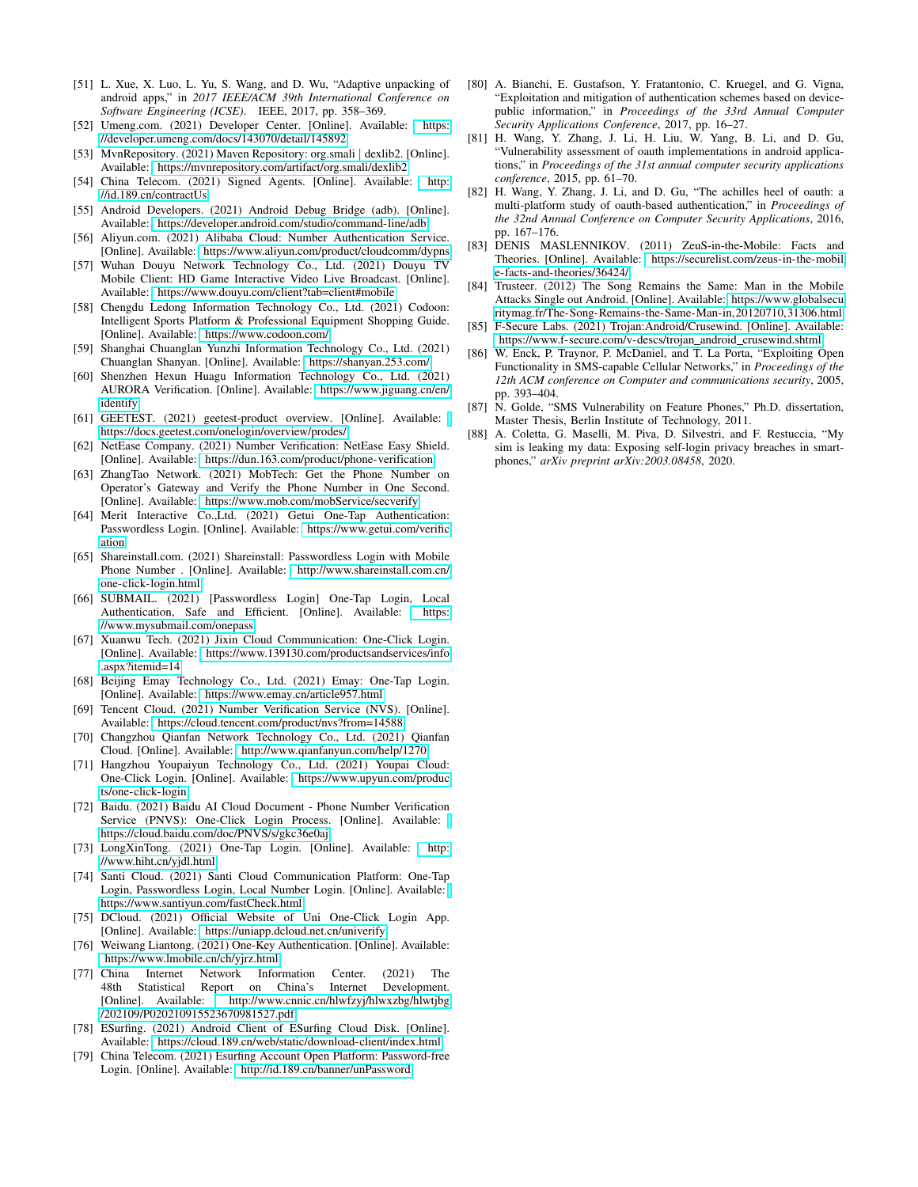[51] L. Xue, X. Luo, L. Yu, S. Wang, and D. Wu, "Adaptive unpacking of android apps," in *2017 IEEE/ACM 39th International Conference on Software Engineering (ICSE)*. IEEE, 2017, pp. 358–369.

[52] Umeng.com. (2021) Developer Center. [Online]. Available: https://developer.umeng.com/docs/143070/detail/145892

[53] MvnRepository. (2021) Maven Repository: org.smali | dexlib2. [Online]. Available: https://mvnrepository.com/artifact/org.smali/dexlib2

[54] China Telecom. (2021) Signed Agents. [Online]. Available: http://id.189.cn/contractUs

[55] Android Developers. (2021) Android Debug Bridge (adb). [Online]. Available: https://developer.android.com/studio/command-line/adb

[56] Aliyun.com. (2021) Alibaba Cloud: Number Authentication Service. [Online]. Available: https://www.aliyun.com/product/cloudcomm/dypns

[57] Wuhan Douyu Network Technology Co., Ltd. (2021) Douyu TV Mobile Client: HD Game Interactive Video Live Broadcast. [Online]. Available: https://www.douyu.com/client?tab=client#mobile

[58] Chengdu Ledong Information Technology Co., Ltd. (2021) Codoon: Intelligent Sports Platform & Professional Equipment Shopping Guide. [Online]. Available: https://www.codoon.com/

[59] Shanghai Chuanglan Yunzhi Information Technology Co., Ltd. (2021) Chuanglan Shanyan. [Online]. Available: https://shanyan.253.com/

[60] Shenzhen Hexun Huagu Information Technology Co., Ltd. (2021) AURORA Verification. [Online]. Available: https://www.jiguang.cn/en/identify

[61] GEETEST. (2021) geetest-product overview. [Online]. Available: https://docs.geetest.com/onelogin/overview/prodes/

[62] NetEase Company. (2021) Number Verification: NetEase Easy Shield. [Online]. Available: https://dun.163.com/product/phone-verification

[63] ZhangTao Network. (2021) MobTech: Get the Phone Number on Operator's Gateway and Verify the Phone Number in One Second. [Online]. Available: https://www.mob.com/mobService/secverify

[64] Merit Interactive Co.,Ltd. (2021) Getui One-Tap Authentication: Passwordless Login. [Online]. Available: https://www.getui.com/verification

[65] Shareinstall.com. (2021) Shareinstall: Passwordless Login with Mobile Phone Number . [Online]. Available: http://www.shareinstall.com.cn/one-click-login.html

[66] SUBMAIL. (2021) [Passwordless Login] One-Tap Login, Local Authentication, Safe and Efficient. [Online]. Available: https://www.mysubmail.com/onepass

[67] Xuanwu Tech. (2021) Jixin Cloud Communication: One-Click Login. [Online]. Available: https://www.139130.com/productsandservices/info.aspx?itemid=14

[68] Beijing Emay Technology Co., Ltd. (2021) Emay: One-Tap Login. [Online]. Available: https://www.emay.cn/article957.html

[69] Tencent Cloud. (2021) Number Verification Service (NVS). [Online]. Available: https://cloud.tencent.com/product/nvs?from=14588

[70] Changzhou Qianfan Network Technology Co., Ltd. (2021) Qianfan Cloud. [Online]. Available: http://www.qianfanyun.com/help/1270

[71] Hangzhou Youpaiyun Technology Co., Ltd. (2021) Youpai Cloud: One-Click Login. [Online]. Available: https://www.upyun.com/products/one-click-login

[72] Baidu. (2021) Baidu AI Cloud Document - Phone Number Verification Service (PNVS): One-Click Login Process. [Online]. Available: https://cloud.baidu.com/doc/PNVS/s/gkc36e0aj

[73] LongXinTong. (2021) One-Tap Login. [Online]. Available: http://www.hiht.cn/yjdl.html

[74] Santi Cloud. (2021) Santi Cloud Communication Platform: One-Tap Login, Passwordless Login, Local Number Login. [Online]. Available: https://www.santiyun.com/fastCheck.html

[75] DCloud. (2021) Official Website of Uni One-Click Login App. [Online]. Available: https://uniapp.dcloud.net.cn/univerify

[76] Weiwang Liantong. (2021) One-Key Authentication. [Online]. Available: https://www.lmobile.cn/ch/yjrz.html

[77] China Internet Network Information Center. (2021) The 48th Statistical Report on China's Internet Development. [Online]. Available: http://www.cnnic.cn/hlwfzyj/hlwxzbg/hlwtjbg/202109/P020210915523670981527.pdf

[78] ESurfing. (2021) Android Client of ESurfing Cloud Disk. [Online]. Available: https://cloud.189.cn/web/static/download-client/index.html

[79] China Telecom. (2021) Esurfing Account Open Platform: Password-free Login. [Online]. Available: http://id.189.cn/banner/unPassword

[80] A. Bianchi, E. Gustafson, Y. Fratantonio, C. Kruegel, and G. Vigna, "Exploitation and mitigation of authentication schemes based on device-public information," in *Proceedings of the 33rd Annual Computer Security Applications Conference*, 2017, pp. 16–27.

[81] H. Wang, Y. Zhang, J. Li, H. Liu, W. Yang, B. Li, and D. Gu, "Vulnerability assessment of oauth implementations in android applications," in *Proceedings of the 31st annual computer security applications conference*, 2015, pp. 61–70.

[82] H. Wang, Y. Zhang, J. Li, and D. Gu, "The achilles heel of oauth: a multi-platform study of oauth-based authentication," in *Proceedings of the 32nd Annual Conference on Computer Security Applications*, 2016, pp. 167–176.

[83] DENIS MASLENNIKOV. (2011) ZeuS-in-the-Mobile: Facts and Theories. [Online]. Available: https://securelist.com/zeus-in-the-mobile-facts-and-theories/36424/

[84] Trusteer. (2012) The Song Remains the Same: Man in the Mobile Attacks Single out Android. [Online]. Available: https://www.globalsecuritymag.fr/The-Song-Remains-the-Same-Man-in,20120710,31306.html

[85] F-Secure Labs. (2021) Trojan:Android/Crusewind. [Online]. Available: https://www.f-secure.com/v-descs/trojan_android_crusewind.shtml

[86] W. Enck, P. Traynor, P. McDaniel, and T. La Porta, "Exploiting Open Functionality in SMS-capable Cellular Networks," in *Proceedings of the 12th ACM conference on Computer and communications security*, 2005, pp. 393–404.

[87] N. Golde, "SMS Vulnerability on Feature Phones," Ph.D. dissertation, Master Thesis, Berlin Institute of Technology, 2011.

[88] A. Coletta, G. Maselli, M. Piva, D. Silvestri, and F. Restuccia, "My sim is leaking my data: Exposing self-login privacy breaches in smartphones," *arXiv preprint arXiv:2003.08458*, 2020.